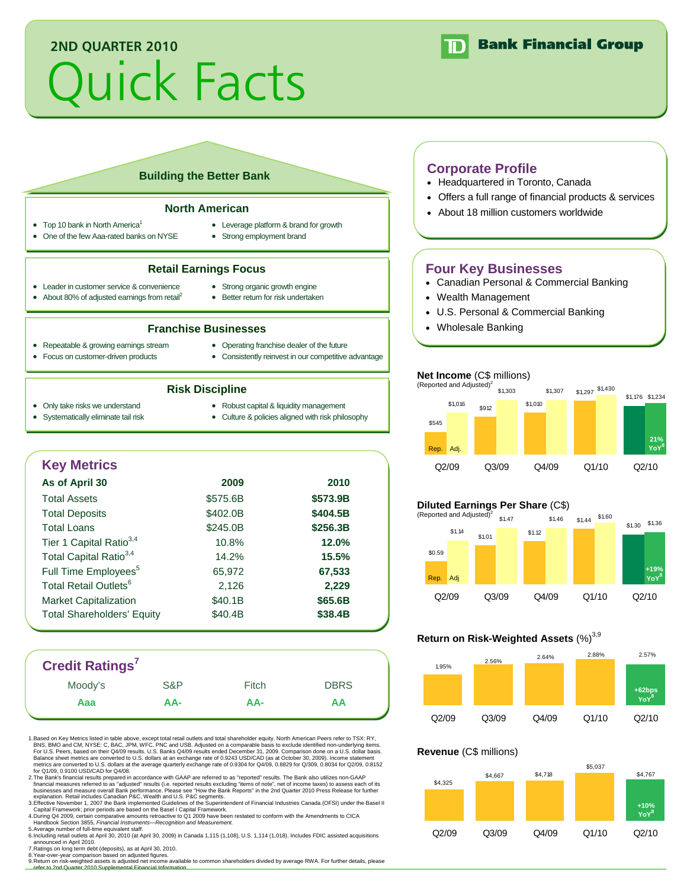## 2ND QUARTER 2010

# Quick Facts

TD Bank Financial Group

## Building the Better Bank

### North American

- Top 10 bank in North America[1]
- One of the few Aaa-rated banks on NYSE
- Leverage platform & brand for growth
- Strong employment brand

### Retail Earnings Focus

- Leader in customer service & convenience
- About 80% of adjusted earnings from retail[2]
- Strong organic growth engine
- Better return for risk undertaken

### Franchise Businesses

- Repeatable & growing earnings stream
- Focus on customer-driven products
- Operating franchise dealer of the future
- Consistently reinvest in our competitive advantage

### Risk Discipline

- Only take risks we understand
- Systematically eliminate tail risk
- Robust capital & liquidity management
- Culture & policies aligned with risk philosophy

## Key Metrics

| As of April 30 | 2009 | 2010 |
|---|---|---|
| Total Assets | $575.6B | **$573.9B** |
| Total Deposits | $402.0B | **$404.5B** |
| Total Loans | $245.0B | **$256.3B** |
| Tier 1 Capital Ratio[3,4] | 10.8% | **12.0%** |
| Total Capital Ratio[3,4] | 14.2% | **15.5%** |
| Full Time Employees[5] | 65,972 | **67,533** |
| Total Retail Outlets[6] | 2,126 | **2,229** |
| Market Capitalization | $40.1B | **$65.6B** |
| Total Shareholders' Equity | $40.4B | **$38.4B** |

## Credit Ratings[7]

| Moody's | S&P | Fitch | DBRS |
|---|---|---|---|
| **Aaa** | **AA-** | **AA-** | **AA** |

## Corporate Profile

- Headquartered in Toronto, Canada
- Offers a full range of financial products & services
- About 18 million customers worldwide

## Four Key Businesses

- Canadian Personal & Commercial Banking
- Wealth Management
- U.S. Personal & Commercial Banking
- Wholesale Banking

**Net Income** (C$ millions)
(Reported and Adjusted)[2]

| | Q2/09 | Q3/09 | Q4/09 | Q1/10 | Q2/10 |
|---|---|---|---|---|---|
| Rep. | $545 | $912 | $1,010 | $1,297 | $1,176 |
| Adj. | $1,016 | $1,303 | $1,307 | $1,430 | $1,234 |

Q2/10: 21% YoY[8]

**Diluted Earnings Per Share** (C$)
(Reported and Adjusted)[2]

| | Q2/09 | Q3/09 | Q4/09 | Q1/10 | Q2/10 |
|---|---|---|---|---|---|
| Rep. | $0.59 | $1.01 | $1.12 | $1.44 | $1.30 |
| Adj | $1.14 | $1.47 | $1.46 | $1.60 | $1.36 |

Q2/10: +19% YoY[8]

**Return on Risk-Weighted Assets** (%)[3,9]

| Q2/09 | Q3/09 | Q4/09 | Q1/10 | Q2/10 |
|---|---|---|---|---|
| 1.95% | 2.56% | 2.64% | 2.88% | 2.57% |

Q2/10: +62bps YoY[8]

**Revenue** (C$ millions)

| Q2/09 | Q3/09 | Q4/09 | Q1/10 | Q2/10 |
|---|---|---|---|---|
| $4,325 | $4,667 | $4,718 | $5,037 | $4,767 |

Q2/10: +10% YoY[8]

1. Based on Key Metrics listed in table above, except total retail outlets and total shareholder equity. North American Peers refer to TSX: RY, BNS, BMO and CM, NYSE: C, BAC, JPM, WFC, PNC and USB. Adjusted on a comparable basis to exclude identified non-underlying items. For U.S. Peers, based on their Q4/09 results. U.S. Banks Q4/09 results ended December 31, 2009. Comparison done on a U.S. dollar basis. Balance sheet metrics are converted to U.S. dollars at an exchange rate of 0.9243 USD/CAD (as at October 30, 2009). Income statement metrics are converted to U.S. dollars at the average quarterly exchange rate of 0.9304 for Q4/09, 0.8829 for Q3/09, 0.8034 for Q2/09, 0.8152 for Q1/09, 0.9100 USD/CAD for Q4/08.
2. The Bank's financial results prepared in accordance with GAAP are referred to as "reported" results. The Bank also utilizes non-GAAP financial measures referred to as "adjusted" results (i.e. reported results excluding "items of note", net of income taxes) to assess each of its businesses and measure overall Bank performance. Please see "How the Bank Reports" in the 2nd Quarter 2010 Press Release for further explanation. Retail includes Canadian P&C, Wealth and U.S. P&C segments.
3. Effective November 1, 2007 the Bank implemented Guidelines of the Superintendent of Financial Industries Canada (OFSI) under the Basel II Capital Framework; prior periods are based on the Basel I Capital Framework.
4. During Q4 2009, certain comparative amounts retroactive to Q1 2009 have been restated to conform with the Amendments to CICA Handbook Section 3855, *Financial Instruments—Recognition and Measurement.*
5. Average number of full-time equivalent staff.
6. Including retail outlets at April 30, 2010 (at April 30, 2009) in Canada 1,115 (1,108), U.S. 1,114 (1,018). Includes FDIC assisted acquisitions announced in April 2010.
7. Ratings on long term debt (deposits), as at April 30, 2010.
8. Year-over-year comparison based on adjusted figures.
9. Return on risk-weighted assets is adjusted net income available to common shareholders divided by average RWA. For further details, please refer to 2nd Quarter 2010 Supplemental Financial Information.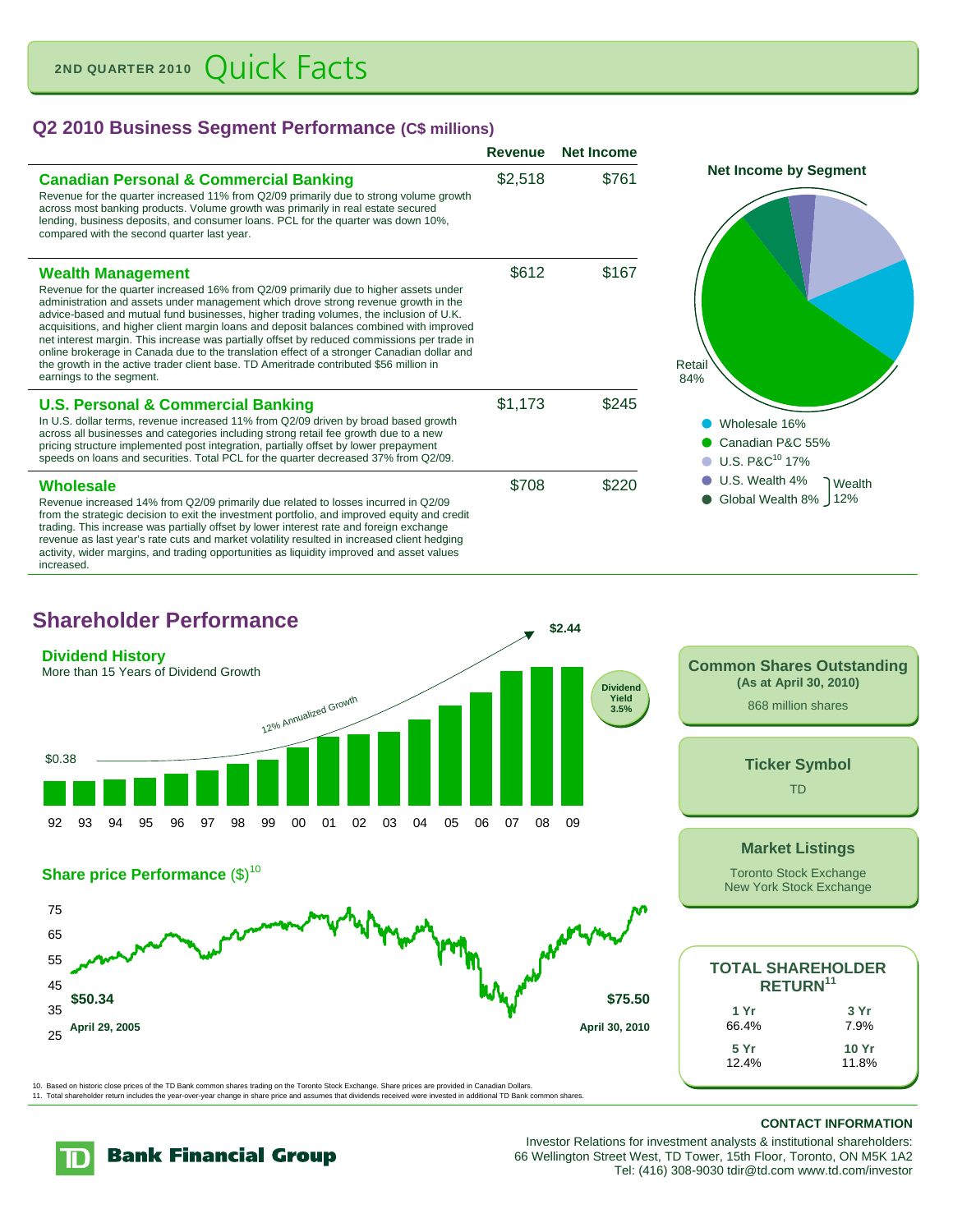# 2ND QUARTER 2010 Quick Facts

## Q2 2010 Business Segment Performance (C$ millions)

| | Revenue | Net Income |
|---|---|---|
| **Canadian Personal & Commercial Banking**<br>Revenue for the quarter increased 11% from Q2/09 primarily due to strong volume growth across most banking products. Volume growth was primarily in real estate secured lending, business deposits, and consumer loans. PCL for the quarter was down 10%, compared with the second quarter last year. | $2,518 | $761 |
| **Wealth Management**<br>Revenue for the quarter increased 16% from Q2/09 primarily due to higher assets under administration and assets under management which drove strong revenue growth in the advice-based and mutual fund businesses, higher trading volumes, the inclusion of U.K. acquisitions, and higher client margin loans and deposit balances combined with improved net interest margin. This increase was partially offset by reduced commissions per trade in online brokerage in Canada due to the translation effect of a stronger Canadian dollar and the growth in the active trader client base. TD Ameritrade contributed $56 million in earnings to the segment. | $612 | $167 |
| **U.S. Personal & Commercial Banking**<br>In U.S. dollar terms, revenue increased 11% from Q2/09 driven by broad based growth across all businesses and categories including strong retail fee growth due to a new pricing structure implemented post integration, partially offset by lower prepayment speeds on loans and securities. Total PCL for the quarter decreased 37% from Q2/09. | $1,173 | $245 |
| **Wholesale**<br>Revenue increased 14% from Q2/09 primarily due related to losses incurred in Q2/09 from the strategic decision to exit the investment portfolio, and improved equity and credit trading. This increase was partially offset by lower interest rate and foreign exchange revenue as last year's rate cuts and market volatility resulted in increased client hedging activity, wider margins, and trading opportunities as liquidity improved and asset values increased. | $708 | $220 |

### Net Income by Segment

Retail 84%

- Wholesale 16%
- Canadian P&C 55%
- U.S. P&C[10] 17%
- U.S. Wealth 4%
- Global Wealth 8%

Wealth 12%

## Shareholder Performance

### Dividend History

More than 15 Years of Dividend Growth

$0.38

12% Annualized Growth

$2.44

Dividend Yield 3.5%

92 93 94 95 96 97 98 99 00 01 02 03 04 05 06 07 08 09

### Share price Performance ($)[10]

75 65 55 45 35 25

$50.34 April 29, 2005

$75.50 April 30, 2010

### Common Shares Outstanding
(As at April 30, 2010)

868 million shares

### Ticker Symbol

TD

### Market Listings

Toronto Stock Exchange
New York Stock Exchange

### TOTAL SHAREHOLDER RETURN[11]

| | |
|---|---|
| **1 Yr**<br>66.4% | **3 Yr**<br>7.9% |
| **5 Yr**<br>12.4% | **10 Yr**<br>11.8% |

10. Based on historic close prices of the TD Bank common shares trading on the Toronto Stock Exchange. Share prices are provided in Canadian Dollars.
11. Total shareholder return includes the year-over-year change in share price and assumes that dividends received were invested in additional TD Bank common shares.

**TD Bank Financial Group**

**CONTACT INFORMATION**

Investor Relations for investment analysts & institutional shareholders:
66 Wellington Street West, TD Tower, 15th Floor, Toronto, ON M5K 1A2
Tel: (416) 308-9030 tdir@td.com www.td.com/investor